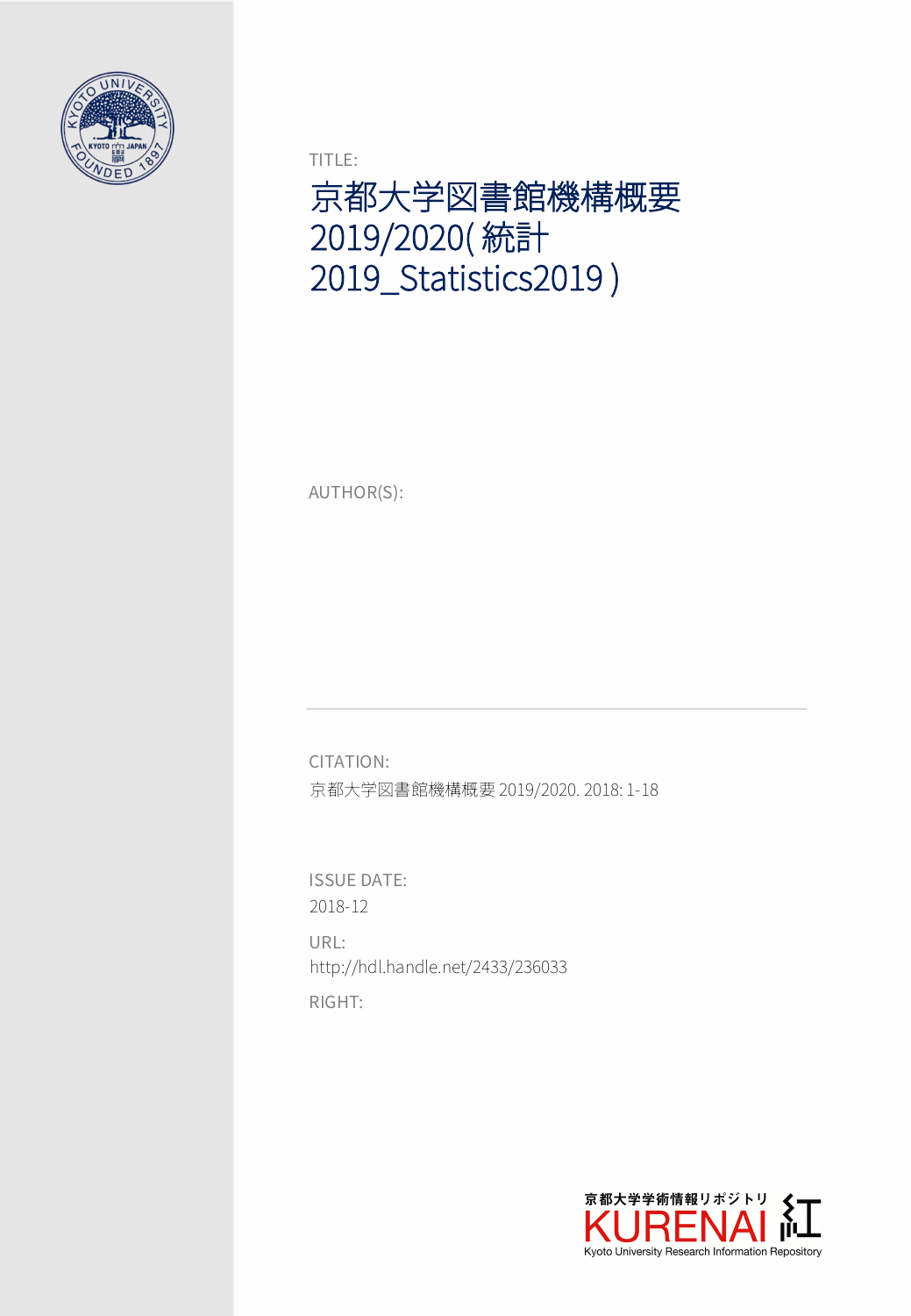TITLE:

# 京都大学図書館機構概要 2019/2020( 統計 2019_Statistics2019 )

AUTHOR(S):

CITATION:

京都大学図書館機構概要 2019/2020. 2018: 1-18

ISSUE DATE:

2018-12

URL:

http://hdl.handle.net/2433/236033

RIGHT:

京都大学学術情報リポジトリ
KURENAI 紅
Kyoto University Research Information Repository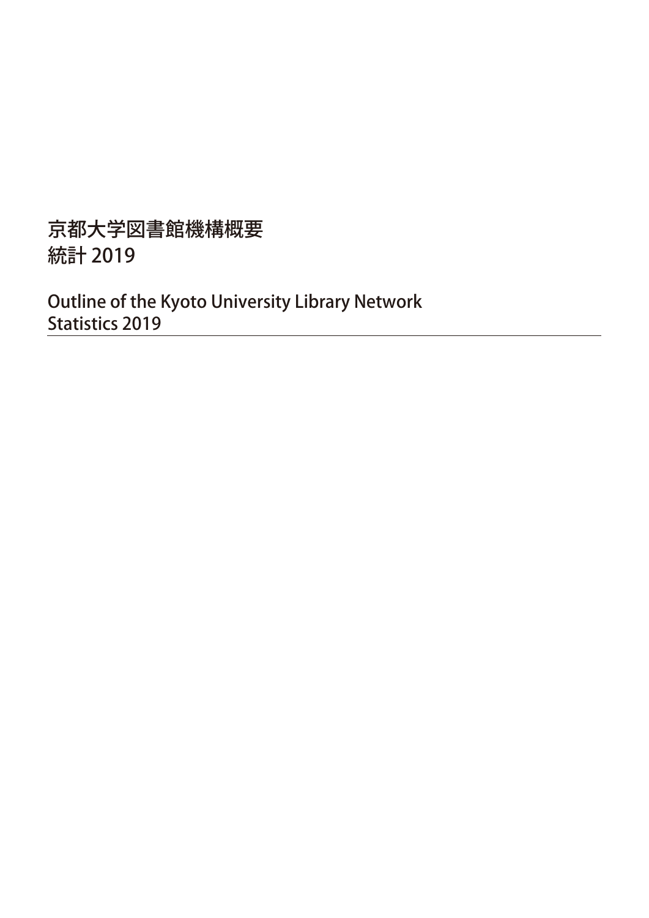# 京都大学図書館機構概要
# 統計 2019

## Outline of the Kyoto University Library Network
## Statistics 2019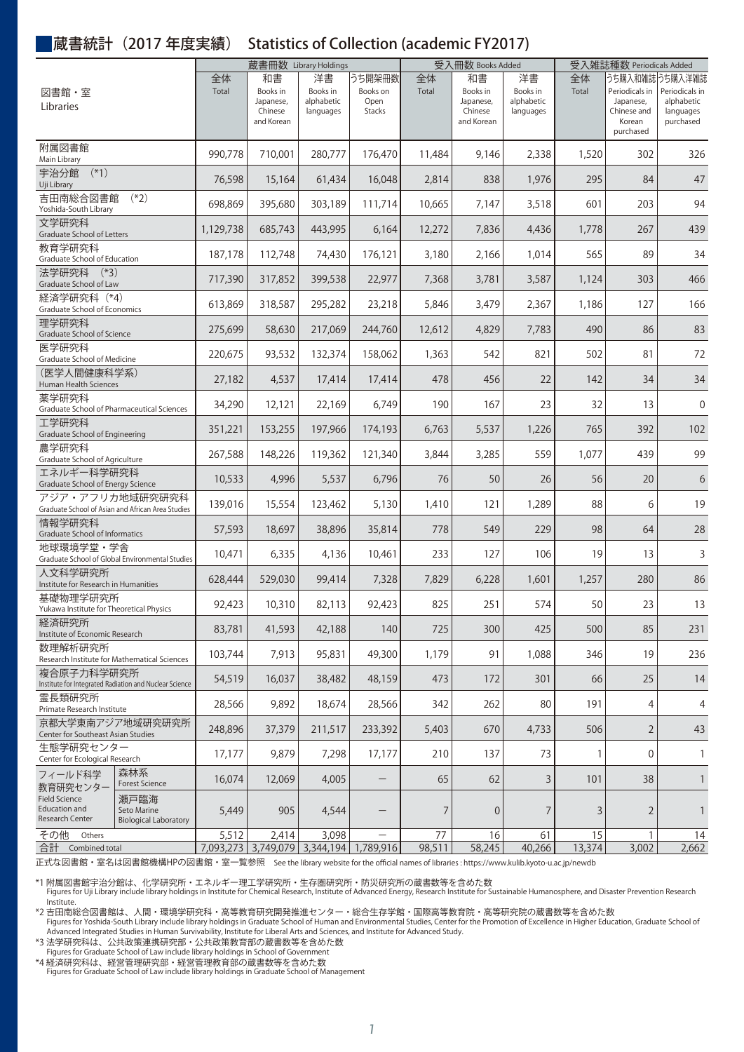## 蔵書統計（2017 年度実績） Statistics of Collection (academic FY2017)

| 図書館・室 Libraries | | 蔵書冊数 Library Holdings | | | | 受入冊数 Books Added | | | 受入雑誌種数 Periodicals Added | | |
|---|---|---|---|---|---|---|---|---|---|---|---|
| | | 全体 Total | 和書 Books in Japanese, Chinese and Korean | 洋書 Books in alphabetic languages | うち開架冊数 Books on Open Stacks | 全体 Total | 和書 Books in Japanese, Chinese and Korean | 洋書 Books in alphabetic languages | 全体 Total | うち購入和雑誌 Periodicals in Japanese, Chinese and Korean purchased | うち購入洋雑誌 Periodicals in alphabetic languages purchased |
| 附属図書館 Main Library | | 990,778 | 710,001 | 280,777 | 176,470 | 11,484 | 9,146 | 2,338 | 1,520 | 302 | 326 |
| 宇治分館 (*1) Uji Library | | 76,598 | 15,164 | 61,434 | 16,048 | 2,814 | 838 | 1,976 | 295 | 84 | 47 |
| 吉田南総合図書館 (*2) Yoshida-South Library | | 698,869 | 395,680 | 303,189 | 111,714 | 10,665 | 7,147 | 3,518 | 601 | 203 | 94 |
| 文学研究科 Graduate School of Letters | | 1,129,738 | 685,743 | 443,995 | 6,164 | 12,272 | 7,836 | 4,436 | 1,778 | 267 | 439 |
| 教育学研究科 Graduate School of Education | | 187,178 | 112,748 | 74,430 | 176,121 | 3,180 | 2,166 | 1,014 | 565 | 89 | 34 |
| 法学研究科 (*3) Graduate School of Law | | 717,390 | 317,852 | 399,538 | 22,977 | 7,368 | 3,781 | 3,587 | 1,124 | 303 | 466 |
| 経済学研究科 (*4) Graduate School of Economics | | 613,869 | 318,587 | 295,282 | 23,218 | 5,846 | 3,479 | 2,367 | 1,186 | 127 | 166 |
| 理学研究科 Graduate School of Science | | 275,699 | 58,630 | 217,069 | 244,760 | 12,612 | 4,829 | 7,783 | 490 | 86 | 83 |
| 医学研究科 Graduate School of Medicine | | 220,675 | 93,532 | 132,374 | 158,062 | 1,363 | 542 | 821 | 502 | 81 | 72 |
| (医学人間健康科学系) Human Health Sciences | | 27,182 | 4,537 | 17,414 | 17,414 | 478 | 456 | 22 | 142 | 34 | 34 |
| 薬学研究科 Graduate School of Pharmaceutical Sciences | | 34,290 | 12,121 | 22,169 | 6,749 | 190 | 167 | 23 | 32 | 13 | 0 |
| 工学研究科 Graduate School of Engineering | | 351,221 | 153,255 | 197,966 | 174,193 | 6,763 | 5,537 | 1,226 | 765 | 392 | 102 |
| 農学研究科 Graduate School of Agriculture | | 267,588 | 148,226 | 119,362 | 121,340 | 3,844 | 3,285 | 559 | 1,077 | 439 | 99 |
| エネルギー科学研究科 Graduate School of Energy Science | | 10,533 | 4,996 | 5,537 | 6,796 | 76 | 50 | 26 | 56 | 20 | 6 |
| アジア・アフリカ地域研究研究科 Graduate School of Asian and African Area Studies | | 139,016 | 15,554 | 123,462 | 5,130 | 1,410 | 121 | 1,289 | 88 | 6 | 19 |
| 情報学研究科 Graduate School of Informatics | | 57,593 | 18,697 | 38,896 | 35,814 | 778 | 549 | 229 | 98 | 64 | 28 |
| 地球環境学堂・学舎 Graduate School of Global Environmental Studies | | 10,471 | 6,335 | 4,136 | 10,461 | 233 | 127 | 106 | 19 | 13 | 3 |
| 人文科学研究所 Institute for Research in Humanities | | 628,444 | 529,030 | 99,414 | 7,328 | 7,829 | 6,228 | 1,601 | 1,257 | 280 | 86 |
| 基礎物理学研究所 Yukawa Institute for Theoretical Physics | | 92,423 | 10,310 | 82,113 | 92,423 | 825 | 251 | 574 | 50 | 23 | 13 |
| 経済研究所 Institute of Economic Research | | 83,781 | 41,593 | 42,188 | 140 | 725 | 300 | 425 | 500 | 85 | 231 |
| 数理解析研究所 Research Institute for Mathematical Sciences | | 103,744 | 7,913 | 95,831 | 49,300 | 1,179 | 91 | 1,088 | 346 | 19 | 236 |
| 複合原子力科学研究所 Institute for Integrated Radiation and Nuclear Science | | 54,519 | 16,037 | 38,482 | 48,159 | 473 | 172 | 301 | 66 | 25 | 14 |
| 霊長類研究所 Primate Research Institute | | 28,566 | 9,892 | 18,674 | 28,566 | 342 | 262 | 80 | 191 | 4 | 4 |
| 京都大学東南アジア地域研究研究所 Center for Southeast Asian Studies | | 248,896 | 37,379 | 211,517 | 233,392 | 5,403 | 670 | 4,733 | 506 | 2 | 43 |
| 生態学研究センター Center for Ecological Research | | 17,177 | 9,879 | 7,298 | 17,177 | 210 | 137 | 73 | 1 | 0 | 1 |
| フィールド科学教育研究センター Field Science Education and Research Center | 森林系 Forest Science | 16,074 | 12,069 | 4,005 | — | 65 | 62 | 3 | 101 | 38 | 1 |
| | 瀬戸臨海 Seto Marine Biological Laboratory | 5,449 | 905 | 4,544 | — | 7 | 0 | 7 | 3 | 2 | 1 |
| その他 Others | | 5,512 | 2,414 | 3,098 | — | 77 | 16 | 61 | 15 | 1 | 14 |
| 合計 Combined total | | 7,093,273 | 3,749,079 | 3,344,194 | 1,789,916 | 98,511 | 58,245 | 40,266 | 13,374 | 3,002 | 2,662 |

正式な図書館・室名は図書館機構HPの図書館・室一覧参照 See the library website for the official names of libraries : https://www.kulib.kyoto-u.ac.jp/newdb

*1 附属図書館宇治分館は、化学研究所・エネルギー理工学研究所・生存圏研究所・防災研究所の蔵書数等を含めた数
Figures for Uji Library include library holdings in Institute for Chemical Research, Institute of Advanced Energy, Research Institute for Sustainable Humanosphere, and Disaster Prevention Research Institute.

*2 吉田南総合図書館は、人間・環境学研究科・高等教育研究開発推進センター・総合生存学館・国際高等教育院・高等研究院の蔵書数等を含めた数
Figures for Yoshida-South Library include library holdings in Graduate School of Human and Environmental Studies, Center for the Promotion of Excellence in Higher Education, Graduate School of Advanced Integrated Studies in Human Survivability, Institute for Liberal Arts and Sciences, and Institute for Advanced Study.

*3 法学研究科は、公共政策連携研究部・公共政策教育部の蔵書数等を含めた数
Figures for Graduate School of Law include library holdings in School of Government

*4 経済研究科は、経営管理研究部・経営管理教育部の蔵書数等を含めた数
Figures for Graduate School of Law include library holdings in Graduate School of Management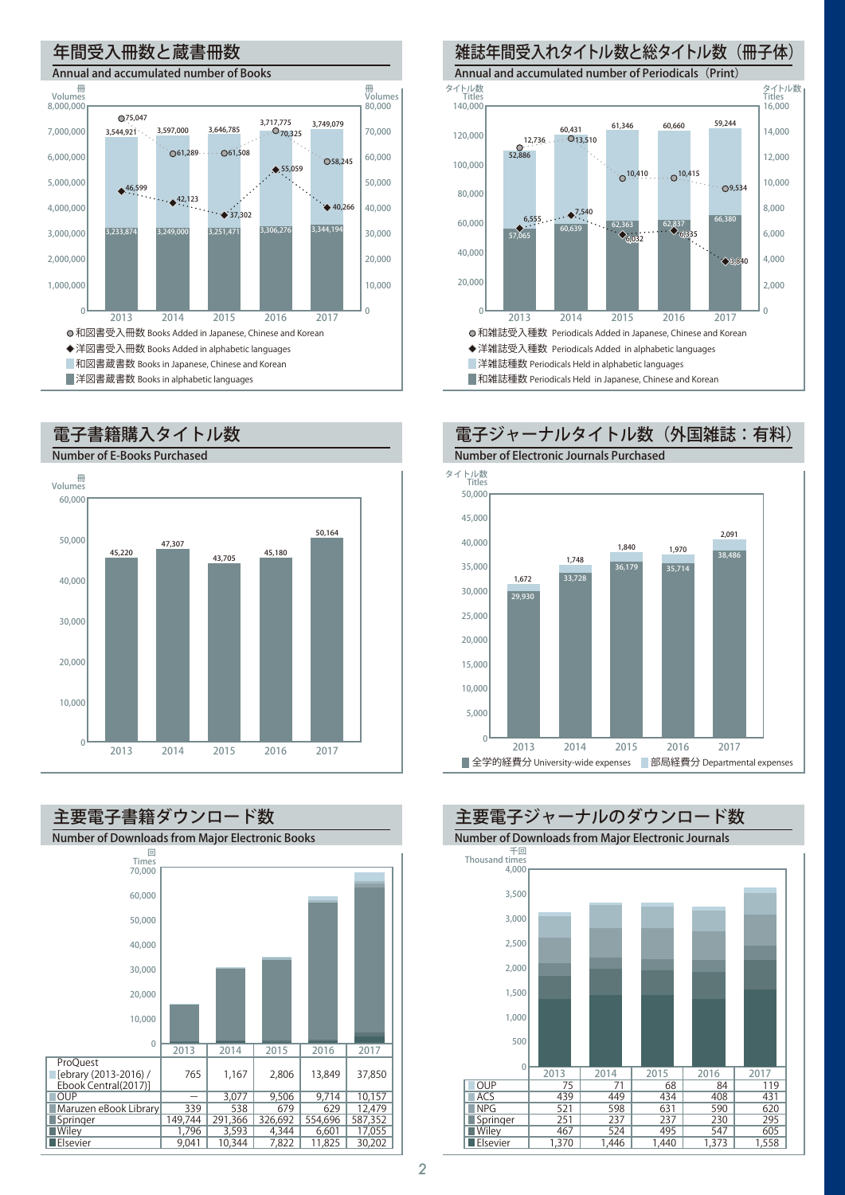## 年間受入冊数と蔵書冊数

Annual and accumulated number of Books

| 年 | 和図書受入冊数 Books Added in Japanese, Chinese and Korean | 洋図書受入冊数 Books Added in alphabetic languages | 和図書蔵書数 Books in Japanese, Chinese and Korean | 洋図書蔵書数 Books in alphabetic languages |
|---|---|---|---|---|
| 2013 | 75,047 | 46,599 | 3,544,921 | 3,233,874 |
| 2014 | 61,289 | 42,123 | 3,597,000 | 3,249,000 |
| 2015 | 61,508 | 37,302 | 3,646,785 | 3,251,471 |
| 2016 | 70,325 | 55,059 | 3,717,775 | 3,306,276 |
| 2017 | 58,245 | 40,266 | 3,749,079 | 3,344,194 |

## 雑誌年間受入れタイトル数と総タイトル数（冊子体）

Annual and accumulated number of Periodicals（Print）

| 年 | 和雑誌受入種数 Periodicals Added in Japanese, Chinese and Korean | 洋雑誌受入種数 Periodicals Added in alphabetic languages | 洋雑誌種数 Periodicals Held in alphabetic languages | 和雑誌種数 Periodicals Held in Japanese, Chinese and Korean |
|---|---|---|---|---|
| 2013 | 12,736 | 6,555 | 52,886 | 57,065 |
| 2014 | 13,510 | 7,540 | 60,431 | 60,639 |
| 2015 | 10,410 | 6,032 | 61,346 | 62,363 |
| 2016 | 10,415 | 6,335 | 60,660 | 62,837 |
| 2017 | 9,534 | 3,840 | 59,244 | 66,380 |

## 電子書籍購入タイトル数

Number of E-Books Purchased

| 年 | 冊 Volumes |
|---|---|
| 2013 | 45,220 |
| 2014 | 47,307 |
| 2015 | 43,705 |
| 2016 | 45,180 |
| 2017 | 50,164 |

## 電子ジャーナルタイトル数（外国雑誌：有料）

Number of Electronic Journals Purchased

| 年 | 全学的経費分 University-wide expenses | 部局経費分 Departmental expenses |
|---|---|---|
| 2013 | 29,930 | 1,672 |
| 2014 | 33,728 | 1,748 |
| 2015 | 36,179 | 1,840 |
| 2016 | 35,714 | 1,970 |
| 2017 | 38,486 | 2,091 |

## 主要電子書籍ダウンロード数

Number of Downloads from Major Electronic Books

回 Times

| | 2013 | 2014 | 2015 | 2016 | 2017 |
|---|---|---|---|---|---|
| ProQuest [ebrary (2013-2016) / Ebook Central(2017)] | 765 | 1,167 | 2,806 | 13,849 | 37,850 |
| OUP | — | 3,077 | 9,506 | 9,714 | 10,157 |
| Maruzen eBook Library | 339 | 538 | 679 | 629 | 12,479 |
| Springer | 149,744 | 291,366 | 326,692 | 554,696 | 587,352 |
| Wiley | 1,796 | 3,593 | 4,344 | 6,601 | 17,055 |
| Elsevier | 9,041 | 10,344 | 7,822 | 11,825 | 30,202 |

## 主要電子ジャーナルのダウンロード数

Number of Downloads from Major Electronic Journals

千回 Thousand times

| | 2013 | 2014 | 2015 | 2016 | 2017 |
|---|---|---|---|---|---|
| OUP | 75 | 71 | 68 | 84 | 119 |
| ACS | 439 | 449 | 434 | 408 | 431 |
| NPG | 521 | 598 | 631 | 590 | 620 |
| Springer | 251 | 237 | 237 | 230 | 295 |
| Wiley | 467 | 524 | 495 | 547 | 605 |
| Elsevier | 1,370 | 1,446 | 1,440 | 1,373 | 1,558 |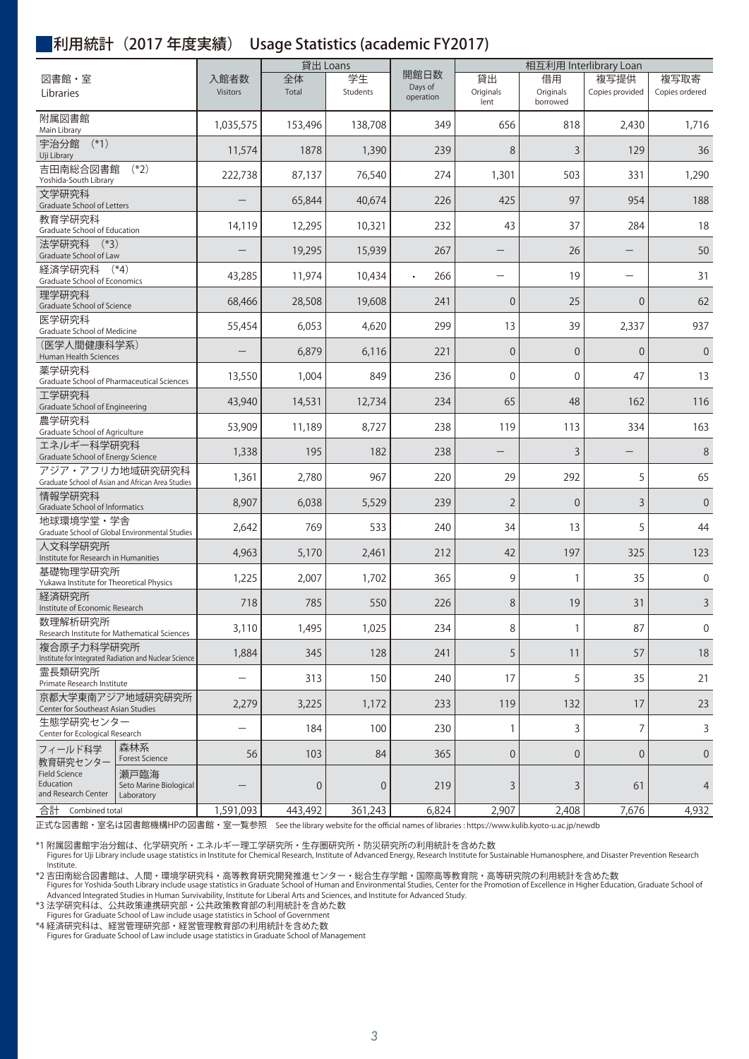## 利用統計（2017 年度実績） Usage Statistics (academic FY2017)

| 図書館・室 Libraries | | 入館者数 Visitors | 貸出 Loans | | 開館日数 Days of operation | 相互利用 Interlibrary Loan | | | |
|---|---|---|---|---|---|---|---|---|---|
| | | | 全体 Total | 学生 Students | | 貸出 Originals lent | 借用 Originals borrowed | 複写提供 Copies provided | 複写取寄 Copies ordered |
| 附属図書館 Main Library | | 1,035,575 | 153,496 | 138,708 | 349 | 656 | 818 | 2,430 | 1,716 |
| 宇治分館 (*1) Uji Library | | 11,574 | 1878 | 1,390 | 239 | 8 | 3 | 129 | 36 |
| 吉田南総合図書館 (*2) Yoshida-South Library | | 222,738 | 87,137 | 76,540 | 274 | 1,301 | 503 | 331 | 1,290 |
| 文学研究科 Graduate School of Letters | | – | 65,844 | 40,674 | 226 | 425 | 97 | 954 | 188 |
| 教育学研究科 Graduate School of Education | | 14,119 | 12,295 | 10,321 | 232 | 43 | 37 | 284 | 18 |
| 法学研究科 (*3) Graduate School of Law | | – | 19,295 | 15,939 | 267 | – | 26 | – | 50 |
| 経済学研究科 (*4) Graduate School of Economics | | 43,285 | 11,974 | 10,434 | 266 | – | 19 | – | 31 |
| 理学研究科 Graduate School of Science | | 68,466 | 28,508 | 19,608 | 241 | 0 | 25 | 0 | 62 |
| 医学研究科 Graduate School of Medicine | | 55,454 | 6,053 | 4,620 | 299 | 13 | 39 | 2,337 | 937 |
| （医学人間健康科学系） Human Health Sciences | | – | 6,879 | 6,116 | 221 | 0 | 0 | 0 | 0 |
| 薬学研究科 Graduate School of Pharmaceutical Sciences | | 13,550 | 1,004 | 849 | 236 | 0 | 0 | 47 | 13 |
| 工学研究科 Graduate School of Engineering | | 43,940 | 14,531 | 12,734 | 234 | 65 | 48 | 162 | 116 |
| 農学研究科 Graduate School of Agriculture | | 53,909 | 11,189 | 8,727 | 238 | 119 | 113 | 334 | 163 |
| エネルギー科学研究科 Graduate School of Energy Science | | 1,338 | 195 | 182 | 238 | – | 3 | – | 8 |
| アジア・アフリカ地域研究研究科 Graduate School of Asian and African Area Studies | | 1,361 | 2,780 | 967 | 220 | 29 | 292 | 5 | 65 |
| 情報学研究科 Graduate School of Informatics | | 8,907 | 6,038 | 5,529 | 239 | 2 | 0 | 3 | 0 |
| 地球環境学堂・学舎 Graduate School of Global Environmental Studies | | 2,642 | 769 | 533 | 240 | 34 | 13 | 5 | 44 |
| 人文科学研究所 Institute for Research in Humanities | | 4,963 | 5,170 | 2,461 | 212 | 42 | 197 | 325 | 123 |
| 基礎物理学研究所 Yukawa Institute for Theoretical Physics | | 1,225 | 2,007 | 1,702 | 365 | 9 | 1 | 35 | 0 |
| 経済研究所 Institute of Economic Research | | 718 | 785 | 550 | 226 | 8 | 19 | 31 | 3 |
| 数理解析研究所 Research Institute for Mathematical Sciences | | 3,110 | 1,495 | 1,025 | 234 | 8 | 1 | 87 | 0 |
| 複合原子力科学研究所 Institute for Integrated Radiation and Nuclear Science | | 1,884 | 345 | 128 | 241 | 5 | 11 | 57 | 18 |
| 霊長類研究所 Primate Research Institute | | – | 313 | 150 | 240 | 17 | 5 | 35 | 21 |
| 京都大学東南アジア地域研究研究所 Center for Southeast Asian Studies | | 2,279 | 3,225 | 1,172 | 233 | 119 | 132 | 17 | 23 |
| 生態学研究センター Center for Ecological Research | | – | 184 | 100 | 230 | 1 | 3 | 7 | 3 |
| フィールド科学教育研究センター Field Science Education and Research Center | 森林系 Forest Science | 56 | 103 | 84 | 365 | 0 | 0 | 0 | 0 |
| | 瀬戸臨海 Seto Marine Biological Laboratory | – | 0 | 0 | 219 | 3 | 3 | 61 | 4 |
| 合計 Combined total | | 1,591,093 | 443,492 | 361,243 | 6,824 | 2,907 | 2,408 | 7,676 | 4,932 |

正式な図書館・室名は図書館機構HPの図書館・室一覧参照 See the library website for the official names of libraries : https://www.kulib.kyoto-u.ac.jp/newdb

*1 附属図書館宇治分館は、化学研究所・エネルギー理工学研究所・生存圏研究所・防災研究所の利用統計を含めた数
Figures for Uji Library include usage statistics in Institute for Chemical Research, Institute of Advanced Energy, Research Institute for Sustainable Humanosphere, and Disaster Prevention Research Institute.

*2 吉田南総合図書館は、人間・環境学研究科・高等教育研究開発推進センター・総合生存学館・国際高等教育院・高等研究院の利用統計を含めた数
Figures for Yoshida-South Library include usage statistics in Graduate School of Human and Environmental Studies, Center for the Promotion of Excellence in Higher Education, Graduate School of Advanced Integrated Studies in Human Survivability, Institute for Liberal Arts and Sciences, and Institute for Advanced Study.

*3 法学研究科は、公共政策連携研究部・公共政策教育部の利用統計を含めた数
Figures for Graduate School of Law include usage statistics in School of Government

*4 経済研究科は、経営管理研究部・経営管理教育部の利用統計を含めた数
Figures for Graduate School of Law include usage statistics in Graduate School of Management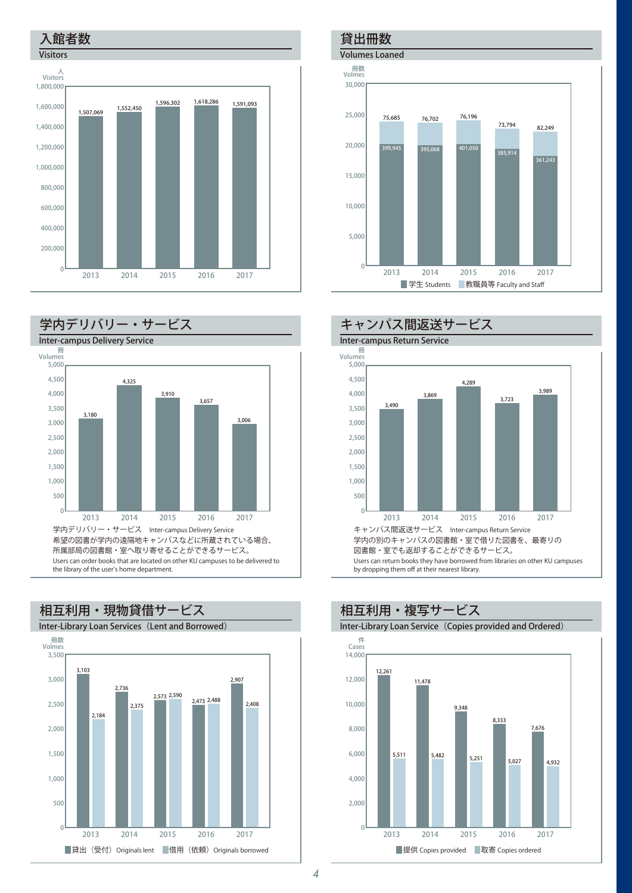## 入館者数
Visitors

人 Visitors

| 年 | 入館者数 |
|---|---|
| 2013 | 1,507,069 |
| 2014 | 1,552,450 |
| 2015 | 1,596,302 |
| 2016 | 1,618,286 |
| 2017 | 1,591,093 |

## 貸出冊数
Volumes Loaned

冊数 Volmes

| 年 | 学生 Students | 教職員等 Faculty and Staff |
|---|---|---|
| 2013 | 399,945 | 75,685 |
| 2014 | 395,068 | 76,702 |
| 2015 | 401,050 | 76,196 |
| 2016 | 385,914 | 73,794 |
| 2017 | 361,243 | 82,249 |

## 学内デリバリー・サービス
Inter-campus Delivery Service

冊 Volumes

| 年 | 冊数 |
|---|---|
| 2013 | 3,180 |
| 2014 | 4,325 |
| 2015 | 3,910 |
| 2016 | 3,657 |
| 2017 | 3,006 |

学内デリバリー・サービス　Inter-campus Delivery Service
希望の図書が学内の遠隔地キャンパスなどに所蔵されている場合、所属部局の図書館・室へ取り寄せることができるサービス。
Users can order books that are located on other KU campuses to be delivered to the library of the user's home department.

## キャンパス間返送サービス
Inter-campus Return Service

冊 Volumes

| 年 | 冊数 |
|---|---|
| 2013 | 3,490 |
| 2014 | 3,869 |
| 2015 | 4,289 |
| 2016 | 3,723 |
| 2017 | 3,989 |

キャンパス間返送サービス　Inter-campus Return Service
学内の別のキャンパスの図書館・室で借りた図書を、最寄りの図書館・室でも返却することができるサービス。
Users can return books they have borrowed from libraries on other KU campuses by dropping them off at their nearest library.

## 相互利用・現物貸借サービス
Inter-Library Loan Services（Lent and Borrowed）

冊数 Volmes

| 年 | 貸出（受付） Originals lent | 借用（依頼） Originals borrowed |
|---|---|---|
| 2013 | 3,103 | 2,184 |
| 2014 | 2,736 | 2,375 |
| 2015 | 2,573 | 2,590 |
| 2016 | 2,473 | 2,488 |
| 2017 | 2,907 | 2,408 |

## 相互利用・複写サービス
Inter-Library Loan Service（Copies provided and Ordered）

件 Cases

| 年 | 提供 Copies provided | 取寄 Copies ordered |
|---|---|---|
| 2013 | 12,261 | 5,511 |
| 2014 | 11,478 | 5,482 |
| 2015 | 9,348 | 5,251 |
| 2016 | 8,333 | 5,027 |
| 2017 | 7,676 | 4,932 |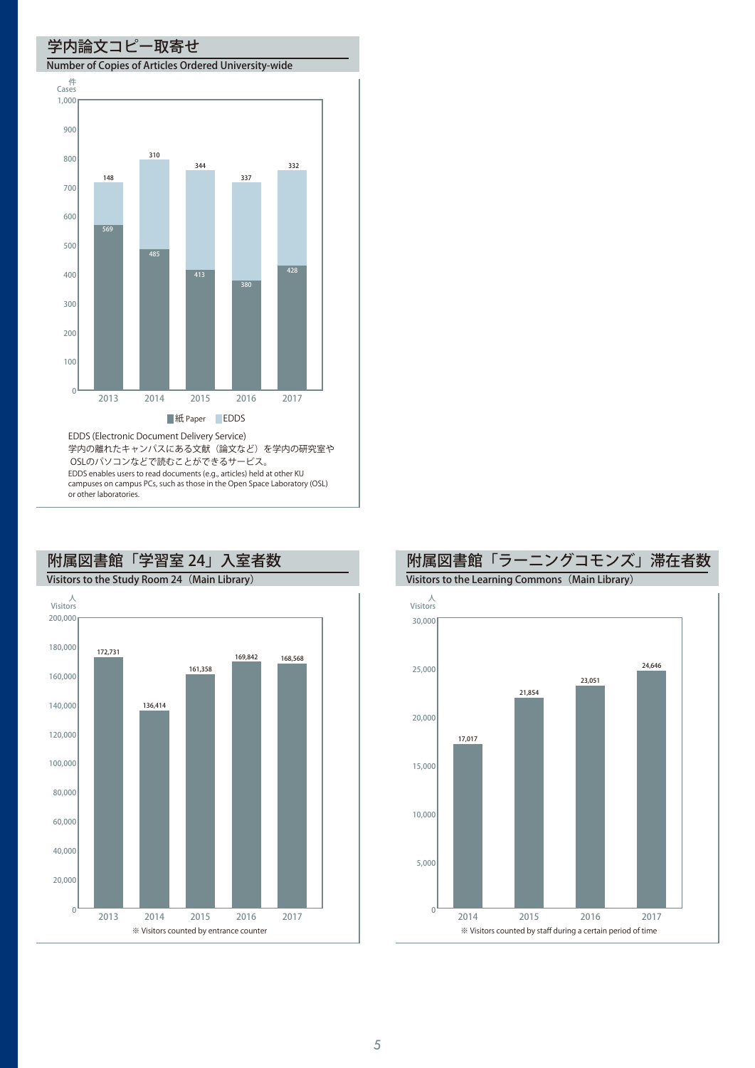## 学内論文コピー取寄せ

Number of Copies of Articles Ordered University-wide

件 Cases

| Year | 紙 Paper | EDDS |
|---|---|---|
| 2013 | 569 | 148 |
| 2014 | 485 | 310 |
| 2015 | 413 | 344 |
| 2016 | 380 | 337 |
| 2017 | 428 | 332 |

EDDS (Electronic Document Delivery Service)
学内の離れたキャンパスにある文献（論文など）を学内の研究室やOSLのパソコンなどで読むことができるサービス。
EDDS enables users to read documents (e.g., articles) held at other KU campuses on campus PCs, such as those in the Open Space Laboratory (OSL) or other laboratories.

## 附属図書館「学習室 24」入室者数

Visitors to the Study Room 24（Main Library）

人 Visitors

| Year | Visitors |
|---|---|
| 2013 | 172,731 |
| 2014 | 136,414 |
| 2015 | 161,358 |
| 2016 | 169,842 |
| 2017 | 168,568 |

※ Visitors counted by entrance counter

## 附属図書館「ラーニングコモンズ」滞在者数

Visitors to the Learning Commons（Main Library）

人 Visitors

| Year | Visitors |
|---|---|
| 2014 | 17,017 |
| 2015 | 21,854 |
| 2016 | 23,051 |
| 2017 | 24,646 |

※ Visitors counted by staff during a certain period of time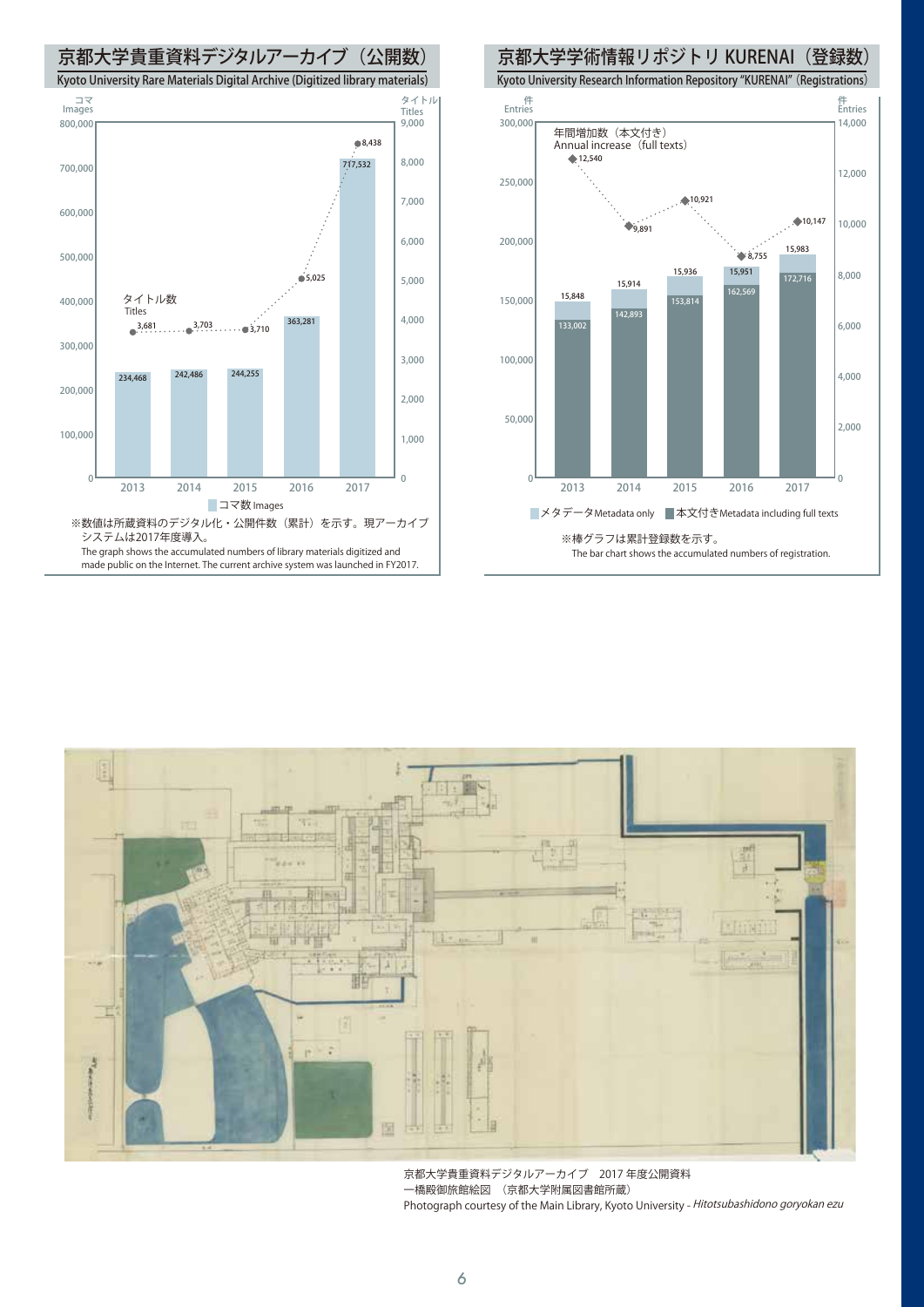## 京都大学貴重資料デジタルアーカイブ（公開数）

Kyoto University Rare Materials Digital Archive (Digitized library materials)

| 年度 | コマ数 Images | タイトル数 Titles |
|---|---|---|
| 2013 | 234,468 | 3,681 |
| 2014 | 242,486 | 3,703 |
| 2015 | 244,255 | 3,710 |
| 2016 | 363,281 | 5,025 |
| 2017 | 717,532 | 8,438 |

※数値は所蔵資料のデジタル化・公開件数（累計）を示す。現アーカイブシステムは2017年度導入。

The graph shows the accumulated numbers of library materials digitized and made public on the Internet. The current archive system was launched in FY2017.

## 京都大学学術情報リポジトリ KURENAI（登録数）

Kyoto University Research Information Repository "KURENAI" (Registrations)

| 年度 | 本文付き Metadata including full texts | メタデータ Metadata only | 年間増加数（本文付き） Annual increase (full texts) |
|---|---|---|---|
| 2013 | 133,002 | 15,848 | 12,540 |
| 2014 | 142,893 | 15,914 | 9,891 |
| 2015 | 153,814 | 15,936 | 10,921 |
| 2016 | 162,569 | 15,951 | 8,755 |
| 2017 | 172,716 | 15,983 | 10,147 |

※棒グラフは累計登録数を示す。

The bar chart shows the accumulated numbers of registration.

京都大学貴重資料デジタルアーカイブ　2017 年度公開資料

一橋殿御旅館絵図　（京都大学附属図書館所蔵）

Photograph courtesy of the Main Library, Kyoto University - *Hitotsubashidono goryokan ezu*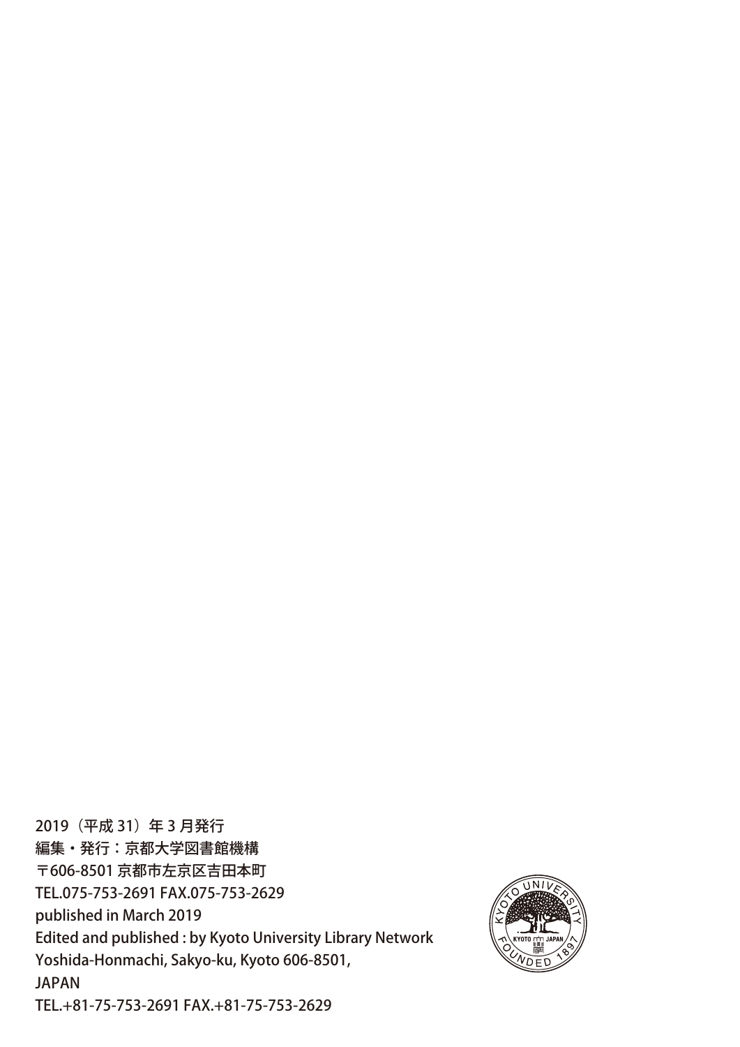2019（平成 31）年 3 月発行

編集・発行：京都大学図書館機構

〒606-8501 京都市左京区吉田本町

TEL.075-753-2691 FAX.075-753-2629

published in March 2019

Edited and published : by Kyoto University Library Network

Yoshida-Honmachi, Sakyo-ku, Kyoto 606-8501,

JAPAN

TEL.+81-75-753-2691 FAX.+81-75-753-2629